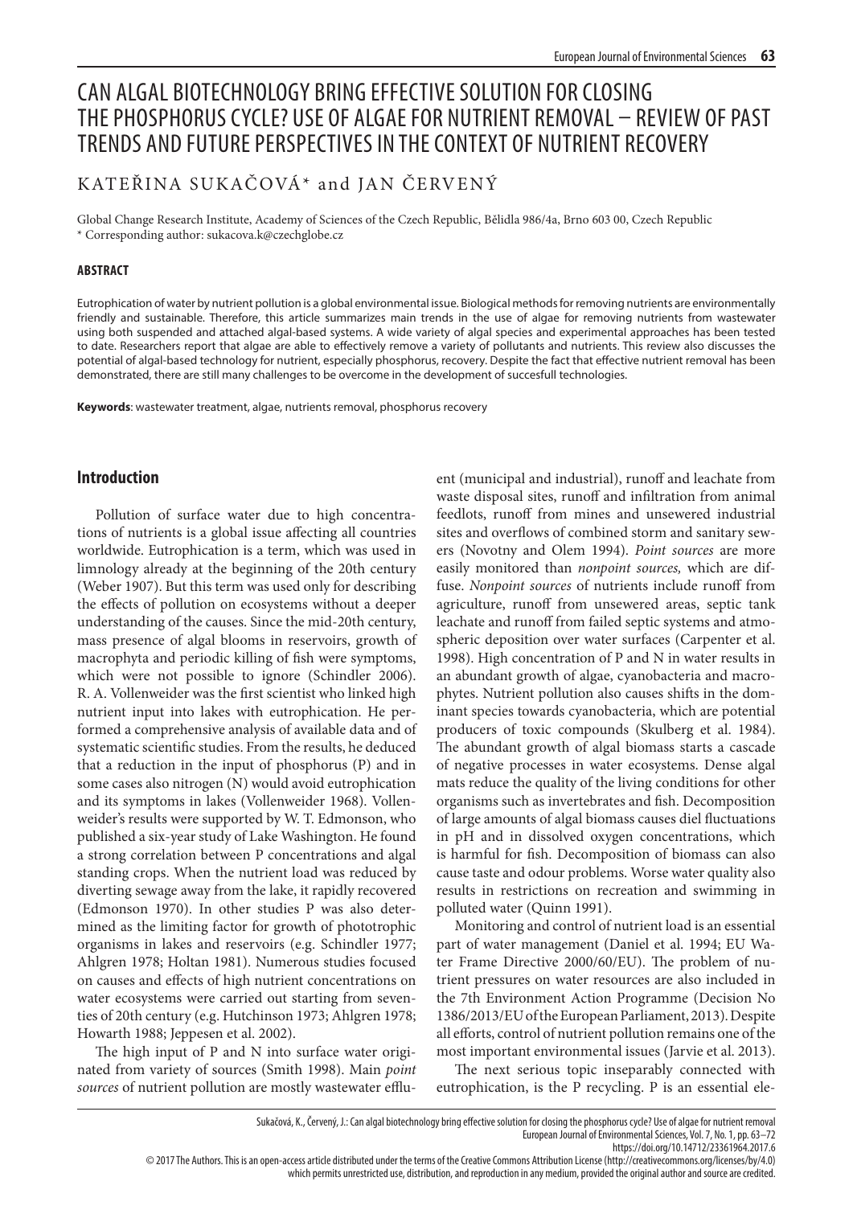# CAN ALGAL BIOTECHNOLOGY BRING EFFECTIVE SOLUTION FOR CLOSING THE PHOSPHORUS CYCLE? USE OF ALGAE FOR NUTRIENT REMOVAL – REVIEW OF PAST TRENDS AND FUTURE PERSPECTIVES IN THE CONTEXT OF NUTRIENT RECOVERY

KATEŘINA SUKAČOVÁ* and JAN ČERVENÝ

Global Change Research Institute, Academy of Sciences of the Czech Republic, Bělidla 986/4a, Brno 603 00, Czech Republic
* Corresponding author: sukacova.k@czechglobe.cz

## ABSTRACT

Eutrophication of water by nutrient pollution is a global environmental issue. Biological methods for removing nutrients are environmentally friendly and sustainable. Therefore, this article summarizes main trends in the use of algae for removing nutrients from wastewater using both suspended and attached algal-based systems. A wide variety of algal species and experimental approaches has been tested to date. Researchers report that algae are able to effectively remove a variety of pollutants and nutrients. This review also discusses the potential of algal-based technology for nutrient, especially phosphorus, recovery. Despite the fact that effective nutrient removal has been demonstrated, there are still many challenges to be overcome in the development of succesfull technologies.

**Keywords**: wastewater treatment, algae, nutrients removal, phosphorus recovery

## Introduction

Pollution of surface water due to high concentrations of nutrients is a global issue affecting all countries worldwide. Eutrophication is a term, which was used in limnology already at the beginning of the 20th century (Weber 1907). But this term was used only for describing the effects of pollution on ecosystems without a deeper understanding of the causes. Since the mid-20th century, mass presence of algal blooms in reservoirs, growth of macrophyta and periodic killing of fish were symptoms, which were not possible to ignore (Schindler 2006). R. A. Vollenweider was the first scientist who linked high nutrient input into lakes with eutrophication. He performed a comprehensive analysis of available data and of systematic scientific studies. From the results, he deduced that a reduction in the input of phosphorus (P) and in some cases also nitrogen (N) would avoid eutrophication and its symptoms in lakes (Vollenweider 1968). Vollenweider's results were supported by W. T. Edmonson, who published a six-year study of Lake Washington. He found a strong correlation between P concentrations and algal standing crops. When the nutrient load was reduced by diverting sewage away from the lake, it rapidly recovered (Edmonson 1970). In other studies P was also determined as the limiting factor for growth of phototrophic organisms in lakes and reservoirs (e.g. Schindler 1977; Ahlgren 1978; Holtan 1981). Numerous studies focused on causes and effects of high nutrient concentrations on water ecosystems were carried out starting from seventies of 20th century (e.g. Hutchinson 1973; Ahlgren 1978; Howarth 1988; Jeppesen et al. 2002).

The high input of P and N into surface water originated from variety of sources (Smith 1998). Main *point sources* of nutrient pollution are mostly wastewater effluent (municipal and industrial), runoff and leachate from waste disposal sites, runoff and infiltration from animal feedlots, runoff from mines and unsewered industrial sites and overflows of combined storm and sanitary sewers (Novotny and Olem 1994). *Point sources* are more easily monitored than *nonpoint sources,* which are diffuse. *Nonpoint sources* of nutrients include runoff from agriculture, runoff from unsewered areas, septic tank leachate and runoff from failed septic systems and atmospheric deposition over water surfaces (Carpenter et al. 1998). High concentration of P and N in water results in an abundant growth of algae, cyanobacteria and macrophytes. Nutrient pollution also causes shifts in the dominant species towards cyanobacteria, which are potential producers of toxic compounds (Skulberg et al. 1984). The abundant growth of algal biomass starts a cascade of negative processes in water ecosystems. Dense algal mats reduce the quality of the living conditions for other organisms such as invertebrates and fish. Decomposition of large amounts of algal biomass causes diel fluctuations in pH and in dissolved oxygen concentrations, which is harmful for fish. Decomposition of biomass can also cause taste and odour problems. Worse water quality also results in restrictions on recreation and swimming in polluted water (Quinn 1991).

Monitoring and control of nutrient load is an essential part of water management (Daniel et al. 1994; EU Water Frame Directive 2000/60/EU). The problem of nutrient pressures on water resources are also included in the 7th Environment Action Programme (Decision No 1386/2013/EU of the European Parliament, 2013). Despite all efforts, control of nutrient pollution remains one of the most important environmental issues (Jarvie et al. 2013).

The next serious topic inseparably connected with eutrophication, is the P recycling. P is an essential ele-

Sukačová, K., Červený, J.: Can algal biotechnology bring effective solution for closing the phosphorus cycle? Use of algae for nutrient removal
European Journal of Environmental Sciences, Vol. 7, No. 1, pp. 63–72
https://doi.org/10.14712/23361964.2017.6
© 2017 The Authors. This is an open-access article distributed under the terms of the Creative Commons Attribution License (http://creativecommons.org/licenses/by/4.0) which permits unrestricted use, distribution, and reproduction in any medium, provided the original author and source are credited.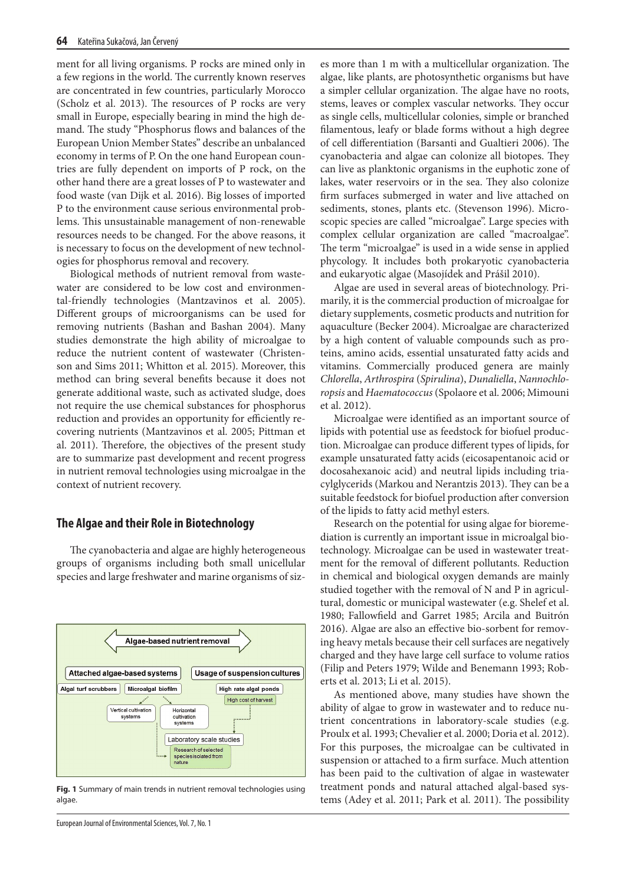ment for all living organisms. P rocks are mined only in a few regions in the world. The currently known reserves are concentrated in few countries, particularly Morocco (Scholz et al. 2013). The resources of P rocks are very small in Europe, especially bearing in mind the high demand. The study "Phosphorus flows and balances of the European Union Member States" describe an unbalanced economy in terms of P. On the one hand European countries are fully dependent on imports of P rock, on the other hand there are a great losses of P to wastewater and food waste (van Dijk et al. 2016). Big losses of imported P to the environment cause serious environmental problems. This unsustainable management of non-renewable resources needs to be changed. For the above reasons, it is necessary to focus on the development of new technologies for phosphorus removal and recovery.

Biological methods of nutrient removal from wastewater are considered to be low cost and environmental-friendly technologies (Mantzavinos et al. 2005). Different groups of microorganisms can be used for removing nutrients (Bashan and Bashan 2004). Many studies demonstrate the high ability of microalgae to reduce the nutrient content of wastewater (Christenson and Sims 2011; Whitton et al. 2015). Moreover, this method can bring several benefits because it does not generate additional waste, such as activated sludge, does not require the use chemical substances for phosphorus reduction and provides an opportunity for efficiently recovering nutrients (Mantzavinos et al. 2005; Pittman et al. 2011). Therefore, the objectives of the present study are to summarize past development and recent progress in nutrient removal technologies using microalgae in the context of nutrient recovery.

## The Algae and their Role in Biotechnology

The cyanobacteria and algae are highly heterogeneous groups of organisms including both small unicellular species and large freshwater and marine organisms of sizes more than 1 m with a multicellular organization. The algae, like plants, are photosynthetic organisms but have a simpler cellular organization. The algae have no roots, stems, leaves or complex vascular networks. They occur as single cells, multicellular colonies, simple or branched filamentous, leafy or blade forms without a high degree of cell differentiation (Barsanti and Gualtieri 2006). The cyanobacteria and algae can colonize all biotopes. They can live as planktonic organisms in the euphotic zone of lakes, water reservoirs or in the sea. They also colonize firm surfaces submerged in water and live attached on sediments, stones, plants etc. (Stevenson 1996). Microscopic species are called "microalgae". Large species with complex cellular organization are called "macroalgae". The term "microalgae" is used in a wide sense in applied phycology. It includes both prokaryotic cyanobacteria and eukaryotic algae (Masojídek and Prášil 2010).

Algae are used in several areas of biotechnology. Primarily, it is the commercial production of microalgae for dietary supplements, cosmetic products and nutrition for aquaculture (Becker 2004). Microalgae are characterized by a high content of valuable compounds such as proteins, amino acids, essential unsaturated fatty acids and vitamins. Commercially produced genera are mainly *Chlorella*, *Arthrospira* (*Spirulina*), *Dunaliella*, *Nannochloropsis* and *Haematococcus* (Spolaore et al. 2006; Mimouni et al. 2012).

Microalgae were identified as an important source of lipids with potential use as feedstock for biofuel production. Microalgae can produce different types of lipids, for example unsaturated fatty acids (eicosapentanoic acid or docosahexanoic acid) and neutral lipids including triacylglycerids (Markou and Nerantzis 2013). They can be a suitable feedstock for biofuel production after conversion of the lipids to fatty acid methyl esters.

Research on the potential for using algae for bioremediation is currently an important issue in microalgal biotechnology. Microalgae can be used in wastewater treatment for the removal of different pollutants. Reduction in chemical and biological oxygen demands are mainly studied together with the removal of N and P in agricultural, domestic or municipal wastewater (e.g. Shelef et al. 1980; Fallowfield and Garret 1985; Arcila and Buitrón 2016). Algae are also an effective bio-sorbent for removing heavy metals because their cell surfaces are negatively charged and they have large cell surface to volume ratios (Filip and Peters 1979; Wilde and Benemann 1993; Roberts et al. 2013; Li et al. 2015).

As mentioned above, many studies have shown the ability of algae to grow in wastewater and to reduce nutrient concentrations in laboratory-scale studies (e.g. Proulx et al. 1993; Chevalier et al. 2000; Doria et al. 2012). For this purposes, the microalgae can be cultivated in suspension or attached to a firm surface. Much attention has been paid to the cultivation of algae in wastewater treatment ponds and natural attached algal-based systems (Adey et al. 2011; Park et al. 2011). The possibility

Algae-based nutrient removal

Attached algae-based systems | Usage of suspension cultures

Algal turf scrubbers | Microalgal biofilm | High rate algal ponds | High cost of harvest

Vertical cultivation systems | Horizontal cultivation systems

Laboratory scale studies | Research of selected species isolated from nature

**Fig. 1** Summary of main trends in nutrient removal technologies using algae.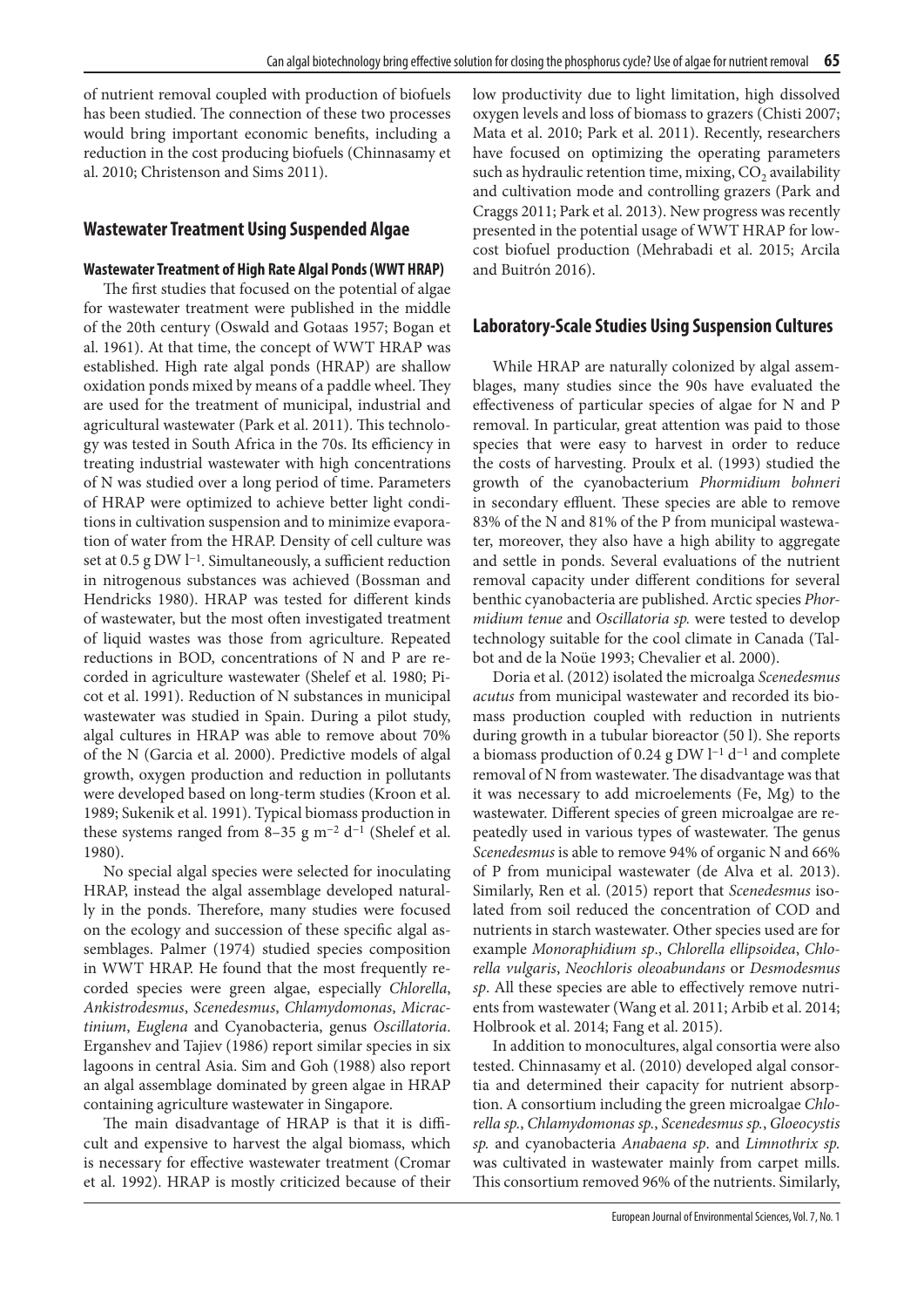of nutrient removal coupled with production of biofuels has been studied. The connection of these two processes would bring important economic benefits, including a reduction in the cost producing biofuels (Chinnasamy et al. 2010; Christenson and Sims 2011).

## Wastewater Treatment Using Suspended Algae

### Wastewater Treatment of High Rate Algal Ponds (WWT HRAP)

The first studies that focused on the potential of algae for wastewater treatment were published in the middle of the 20th century (Oswald and Gotaas 1957; Bogan et al. 1961). At that time, the concept of WWT HRAP was established. High rate algal ponds (HRAP) are shallow oxidation ponds mixed by means of a paddle wheel. They are used for the treatment of municipal, industrial and agricultural wastewater (Park et al. 2011). This technology was tested in South Africa in the 70s. Its efficiency in treating industrial wastewater with high concentrations of N was studied over a long period of time. Parameters of HRAP were optimized to achieve better light conditions in cultivation suspension and to minimize evaporation of water from the HRAP. Density of cell culture was set at 0.5 g DW $l^{-1}$. Simultaneously, a sufficient reduction in nitrogenous substances was achieved (Bossman and Hendricks 1980). HRAP was tested for different kinds of wastewater, but the most often investigated treatment of liquid wastes was those from agriculture. Repeated reductions in BOD, concentrations of N and P are recorded in agriculture wastewater (Shelef et al. 1980; Picot et al. 1991). Reduction of N substances in municipal wastewater was studied in Spain. During a pilot study, algal cultures in HRAP was able to remove about 70% of the N (Garcia et al. 2000). Predictive models of algal growth, oxygen production and reduction in pollutants were developed based on long-term studies (Kroon et al. 1989; Sukenik et al. 1991). Typical biomass production in these systems ranged from 8–35 g $m^{-2}$ $d^{-1}$ (Shelef et al. 1980).

No special algal species were selected for inoculating HRAP, instead the algal assemblage developed naturally in the ponds. Therefore, many studies were focused on the ecology and succession of these specific algal assemblages. Palmer (1974) studied species composition in WWT HRAP. He found that the most frequently recorded species were green algae, especially *Chlorella*, *Ankistrodesmus*, *Scenedesmus*, *Chlamydomonas*, *Micractinium*, *Euglena* and Cyanobacteria, genus *Oscillatoria*. Erganshev and Tajiev (1986) report similar species in six lagoons in central Asia. Sim and Goh (1988) also report an algal assemblage dominated by green algae in HRAP containing agriculture wastewater in Singapore.

The main disadvantage of HRAP is that it is difficult and expensive to harvest the algal biomass, which is necessary for effective wastewater treatment (Cromar et al. 1992). HRAP is mostly criticized because of their low productivity due to light limitation, high dissolved oxygen levels and loss of biomass to grazers (Chisti 2007; Mata et al. 2010; Park et al. 2011). Recently, researchers have focused on optimizing the operating parameters such as hydraulic retention time, mixing, $CO_2$ availability and cultivation mode and controlling grazers (Park and Craggs 2011; Park et al. 2013). New progress was recently presented in the potential usage of WWT HRAP for low-cost biofuel production (Mehrabadi et al. 2015; Arcila and Buitrón 2016).

## Laboratory-Scale Studies Using Suspension Cultures

While HRAP are naturally colonized by algal assemblages, many studies since the 90s have evaluated the effectiveness of particular species of algae for N and P removal. In particular, great attention was paid to those species that were easy to harvest in order to reduce the costs of harvesting. Proulx et al. (1993) studied the growth of the cyanobacterium *Phormidium bohneri* in secondary effluent. These species are able to remove 83% of the N and 81% of the P from municipal wastewater, moreover, they also have a high ability to aggregate and settle in ponds. Several evaluations of the nutrient removal capacity under different conditions for several benthic cyanobacteria are published. Arctic species *Phormidium tenue* and *Oscillatoria sp.* were tested to develop technology suitable for the cool climate in Canada (Talbot and de la Noüe 1993; Chevalier et al. 2000).

Doria et al. (2012) isolated the microalga *Scenedesmus acutus* from municipal wastewater and recorded its biomass production coupled with reduction in nutrients during growth in a tubular bioreactor (50 l). She reports a biomass production of 0.24 g DW $l^{-1}$ $d^{-1}$ and complete removal of N from wastewater. The disadvantage was that it was necessary to add microelements (Fe, Mg) to the wastewater. Different species of green microalgae are repeatedly used in various types of wastewater. The genus *Scenedesmus* is able to remove 94% of organic N and 66% of P from municipal wastewater (de Alva et al. 2013). Similarly, Ren et al. (2015) report that *Scenedesmus* isolated from soil reduced the concentration of COD and nutrients in starch wastewater. Other species used are for example *Monoraphidium sp*., *Chlorella ellipsoidea*, *Chlorella vulgaris*, *Neochloris oleoabundans* or *Desmodesmus sp*. All these species are able to effectively remove nutrients from wastewater (Wang et al. 2011; Arbib et al. 2014; Holbrook et al. 2014; Fang et al. 2015).

In addition to monocultures, algal consortia were also tested. Chinnasamy et al. (2010) developed algal consortia and determined their capacity for nutrient absorption. A consortium including the green microalgae *Chlorella sp.*, *Chlamydomonas sp.*, *Scenedesmus sp.*, *Gloeocystis sp.* and cyanobacteria *Anabaena sp*. and *Limnothrix sp.* was cultivated in wastewater mainly from carpet mills. This consortium removed 96% of the nutrients. Similarly,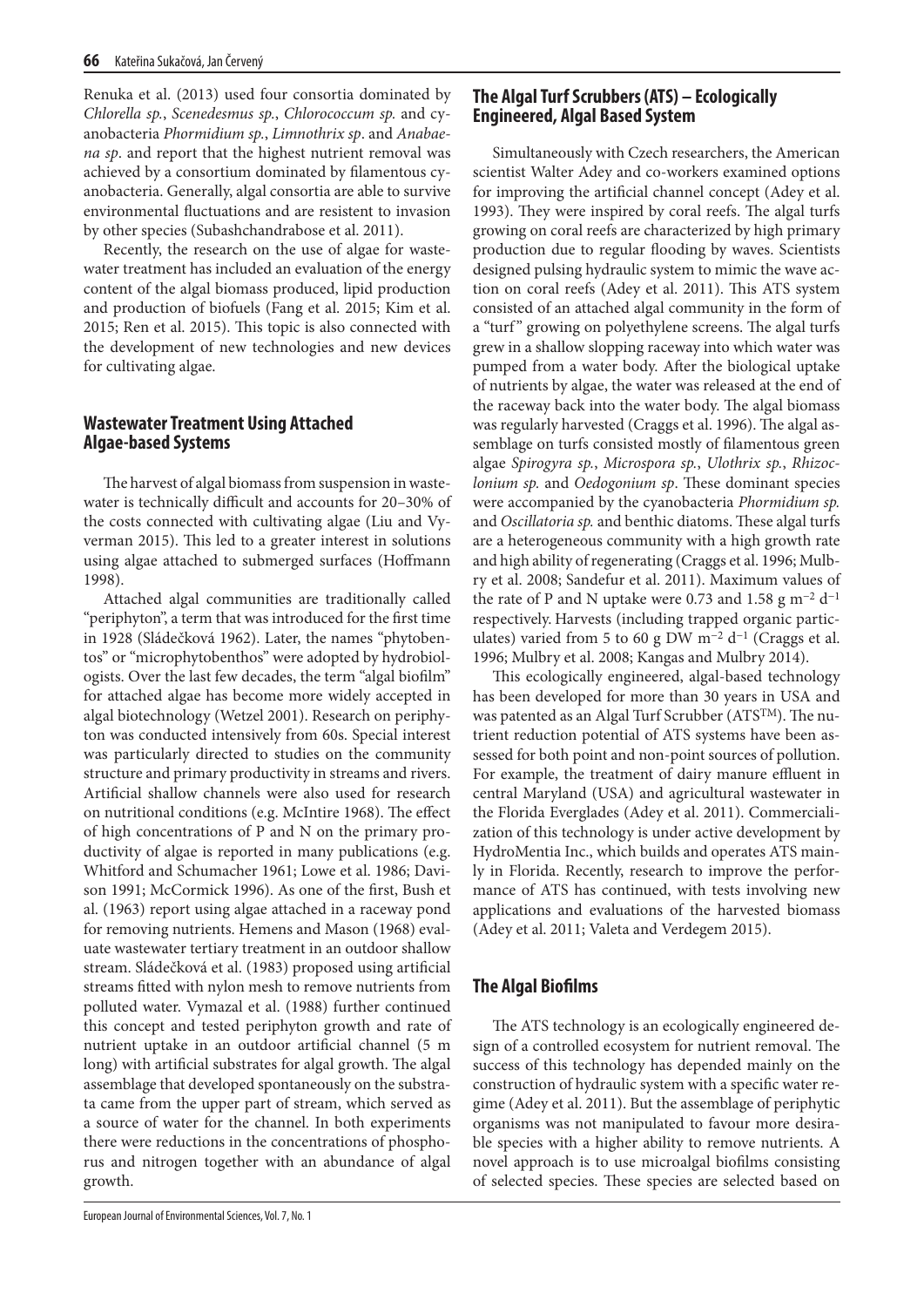Renuka et al. (2013) used four consortia dominated by *Chlorella sp.*, *Scenedesmus sp.*, *Chlorococcum sp.* and cyanobacteria *Phormidium sp.*, *Limnothrix sp*. and *Anabaena sp*. and report that the highest nutrient removal was achieved by a consortium dominated by filamentous cyanobacteria. Generally, algal consortia are able to survive environmental fluctuations and are resistent to invasion by other species (Subashchandrabose et al. 2011).

Recently, the research on the use of algae for wastewater treatment has included an evaluation of the energy content of the algal biomass produced, lipid production and production of biofuels (Fang et al. 2015; Kim et al. 2015; Ren et al. 2015). This topic is also connected with the development of new technologies and new devices for cultivating algae.

## Wastewater Treatment Using Attached Algae-based Systems

The harvest of algal biomass from suspension in wastewater is technically difficult and accounts for 20–30% of the costs connected with cultivating algae (Liu and Vyverman 2015). This led to a greater interest in solutions using algae attached to submerged surfaces (Hoffmann 1998).

Attached algal communities are traditionally called "periphyton", a term that was introduced for the first time in 1928 (Sládečková 1962). Later, the names "phytobentos" or "microphytobenthos" were adopted by hydrobiologists. Over the last few decades, the term "algal biofilm" for attached algae has become more widely accepted in algal biotechnology (Wetzel 2001). Research on periphyton was conducted intensively from 60s. Special interest was particularly directed to studies on the community structure and primary productivity in streams and rivers. Artificial shallow channels were also used for research on nutritional conditions (e.g. McIntire 1968). The effect of high concentrations of P and N on the primary productivity of algae is reported in many publications (e.g. Whitford and Schumacher 1961; Lowe et al. 1986; Davison 1991; McCormick 1996). As one of the first, Bush et al. (1963) report using algae attached in a raceway pond for removing nutrients. Hemens and Mason (1968) evaluate wastewater tertiary treatment in an outdoor shallow stream. Sládečková et al. (1983) proposed using artificial streams fitted with nylon mesh to remove nutrients from polluted water. Vymazal et al. (1988) further continued this concept and tested periphyton growth and rate of nutrient uptake in an outdoor artificial channel (5 m long) with artificial substrates for algal growth. The algal assemblage that developed spontaneously on the substrata came from the upper part of stream, which served as a source of water for the channel. In both experiments there were reductions in the concentrations of phosphorus and nitrogen together with an abundance of algal growth.

## The Algal Turf Scrubbers (ATS) – Ecologically Engineered, Algal Based System

Simultaneously with Czech researchers, the American scientist Walter Adey and co-workers examined options for improving the artificial channel concept (Adey et al. 1993). They were inspired by coral reefs. The algal turfs growing on coral reefs are characterized by high primary production due to regular flooding by waves. Scientists designed pulsing hydraulic system to mimic the wave action on coral reefs (Adey et al. 2011). This ATS system consisted of an attached algal community in the form of a "turf" growing on polyethylene screens. The algal turfs grew in a shallow slopping raceway into which water was pumped from a water body. After the biological uptake of nutrients by algae, the water was released at the end of the raceway back into the water body. The algal biomass was regularly harvested (Craggs et al. 1996). The algal assemblage on turfs consisted mostly of filamentous green algae *Spirogyra sp.*, *Microspora sp.*, *Ulothrix sp.*, *Rhizoclonium sp.* and *Oedogonium sp*. These dominant species were accompanied by the cyanobacteria *Phormidium sp.* and *Oscillatoria sp.* and benthic diatoms. These algal turfs are a heterogeneous community with a high growth rate and high ability of regenerating (Craggs et al. 1996; Mulbry et al. 2008; Sandefur et al. 2011). Maximum values of the rate of P and N uptake were 0.73 and 1.58 g $m^{-2}$ $d^{-1}$ respectively. Harvests (including trapped organic particulates) varied from 5 to 60 g DW $m^{-2}$ $d^{-1}$ (Craggs et al. 1996; Mulbry et al. 2008; Kangas and Mulbry 2014).

This ecologically engineered, algal-based technology has been developed for more than 30 years in USA and was patented as an Algal Turf Scrubber (ATS™). The nutrient reduction potential of ATS systems have been assessed for both point and non-point sources of pollution. For example, the treatment of dairy manure effluent in central Maryland (USA) and agricultural wastewater in the Florida Everglades (Adey et al. 2011). Commercialization of this technology is under active development by HydroMentia Inc., which builds and operates ATS mainly in Florida. Recently, research to improve the performance of ATS has continued, with tests involving new applications and evaluations of the harvested biomass (Adey et al. 2011; Valeta and Verdegem 2015).

## The Algal Biofilms

The ATS technology is an ecologically engineered design of a controlled ecosystem for nutrient removal. The success of this technology has depended mainly on the construction of hydraulic system with a specific water regime (Adey et al. 2011). But the assemblage of periphytic organisms was not manipulated to favour more desirable species with a higher ability to remove nutrients. A novel approach is to use microalgal biofilms consisting of selected species. These species are selected based on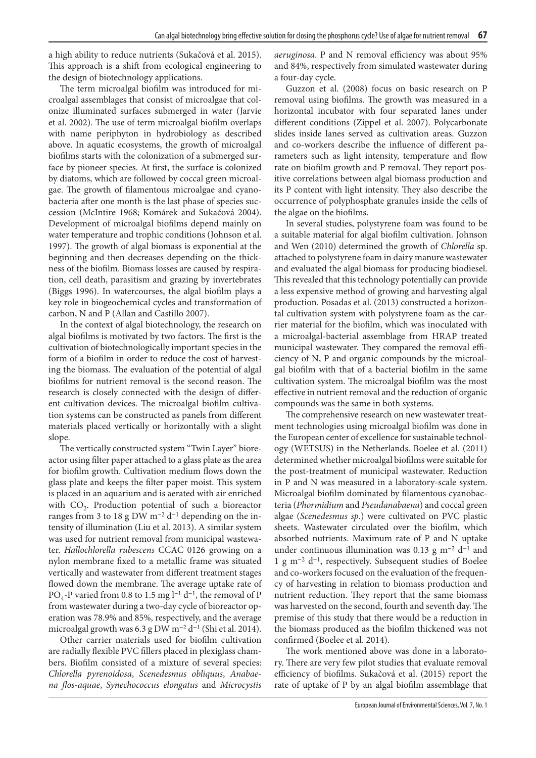a high ability to reduce nutrients (Sukačová et al. 2015). This approach is a shift from ecological engineering to the design of biotechnology applications.

The term microalgal biofilm was introduced for microalgal assemblages that consist of microalgae that colonize illuminated surfaces submerged in water (Jarvie et al. 2002). The use of term microalgal biofilm overlaps with name periphyton in hydrobiology as described above. In aquatic ecosystems, the growth of microalgal biofilms starts with the colonization of a submerged surface by pioneer species. At first, the surface is colonized by diatoms, which are followed by coccal green microalgae. The growth of filamentous microalgae and cyanobacteria after one month is the last phase of species succession (McIntire 1968; Komárek and Sukačová 2004). Development of microalgal biofilms depend mainly on water temperature and trophic conditions (Johnson et al. 1997). The growth of algal biomass is exponential at the beginning and then decreases depending on the thickness of the biofilm. Biomass losses are caused by respiration, cell death, parasitism and grazing by invertebrates (Biggs 1996). In watercourses, the algal biofilm plays a key role in biogeochemical cycles and transformation of carbon, N and P (Allan and Castillo 2007).

In the context of algal biotechnology, the research on algal biofilms is motivated by two factors. The first is the cultivation of biotechnologically important species in the form of a biofilm in order to reduce the cost of harvesting the biomass. The evaluation of the potential of algal biofilms for nutrient removal is the second reason. The research is closely connected with the design of different cultivation devices. The microalgal biofilm cultivation systems can be constructed as panels from different materials placed vertically or horizontally with a slight slope.

The vertically constructed system "Twin Layer" bioreactor using filter paper attached to a glass plate as the area for biofilm growth. Cultivation medium flows down the glass plate and keeps the filter paper moist. This system is placed in an aquarium and is aerated with air enriched with $CO_2$. Production potential of such a bioreactor ranges from 3 to 18 g DW $m^{-2}$ $d^{-1}$ depending on the intensity of illumination (Liu et al. 2013). A similar system was used for nutrient removal from municipal wastewater. *Hallochlorella rubescens* CCAC 0126 growing on a nylon membrane fixed to a metallic frame was situated vertically and wastewater from different treatment stages flowed down the membrane. The average uptake rate of $PO_4$-P varied from 0.8 to 1.5 mg $l^{-1}$ $d^{-1}$, the removal of P from wastewater during a two-day cycle of bioreactor operation was 78.9% and 85%, respectively, and the average microalgal growth was 6.3 g DW $m^{-2}$ $d^{-1}$ (Shi et al. 2014).

Other carrier materials used for biofilm cultivation are radially flexible PVC fillers placed in plexiglass chambers. Biofilm consisted of a mixture of several species: *Chlorella pyrenoidosa*, *Scenedesmus obliquus*, *Anabaena flos-aquae*, *Synechococcus elongatus* and *Microcystis aeruginosa*. P and N removal efficiency was about 95% and 84%, respectively from simulated wastewater during a four-day cycle.

Guzzon et al. (2008) focus on basic research on P removal using biofilms. The growth was measured in a horizontal incubator with four separated lanes under different conditions (Zippel et al. 2007). Polycarbonate slides inside lanes served as cultivation areas. Guzzon and co-workers describe the influence of different parameters such as light intensity, temperature and flow rate on biofilm growth and P removal. They report positive correlations between algal biomass production and its P content with light intensity. They also describe the occurrence of polyphosphate granules inside the cells of the algae on the biofilms.

In several studies, polystyrene foam was found to be a suitable material for algal biofilm cultivation. Johnson and Wen (2010) determined the growth of *Chlorella* sp. attached to polystyrene foam in dairy manure wastewater and evaluated the algal biomass for producing biodiesel. This revealed that this technology potentially can provide a less expensive method of growing and harvesting algal production. Posadas et al. (2013) constructed a horizontal cultivation system with polystyrene foam as the carrier material for the biofilm, which was inoculated with a microalgal-bacterial assemblage from HRAP treated municipal wastewater. They compared the removal efficiency of N, P and organic compounds by the microalgal biofilm with that of a bacterial biofilm in the same cultivation system. The microalgal biofilm was the most effective in nutrient removal and the reduction of organic compounds was the same in both systems.

The comprehensive research on new wastewater treatment technologies using microalgal biofilm was done in the European center of excellence for sustainable technology (WETSUS) in the Netherlands. Boelee et al. (2011) determined whether microalgal biofilms were suitable for the post-treatment of municipal wastewater. Reduction in P and N was measured in a laboratory-scale system. Microalgal biofilm dominated by filamentous cyanobacteria (*Phormidium* and *Pseudanabaena*) and coccal green algae (*Scenedesmus sp*.) were cultivated on PVC plastic sheets. Wastewater circulated over the biofilm, which absorbed nutrients. Maximum rate of P and N uptake under continuous illumination was 0.13 g $m^{-2}$ $d^{-1}$ and 1 g $m^{-2}$ $d^{-1}$, respectively. Subsequent studies of Boelee and co-workers focused on the evaluation of the frequency of harvesting in relation to biomass production and nutrient reduction. They report that the same biomass was harvested on the second, fourth and seventh day. The premise of this study that there would be a reduction in the biomass produced as the biofilm thickened was not confirmed (Boelee et al. 2014).

The work mentioned above was done in a laboratory. There are very few pilot studies that evaluate removal efficiency of biofilms. Sukačová et al. (2015) report the rate of uptake of P by an algal biofilm assemblage that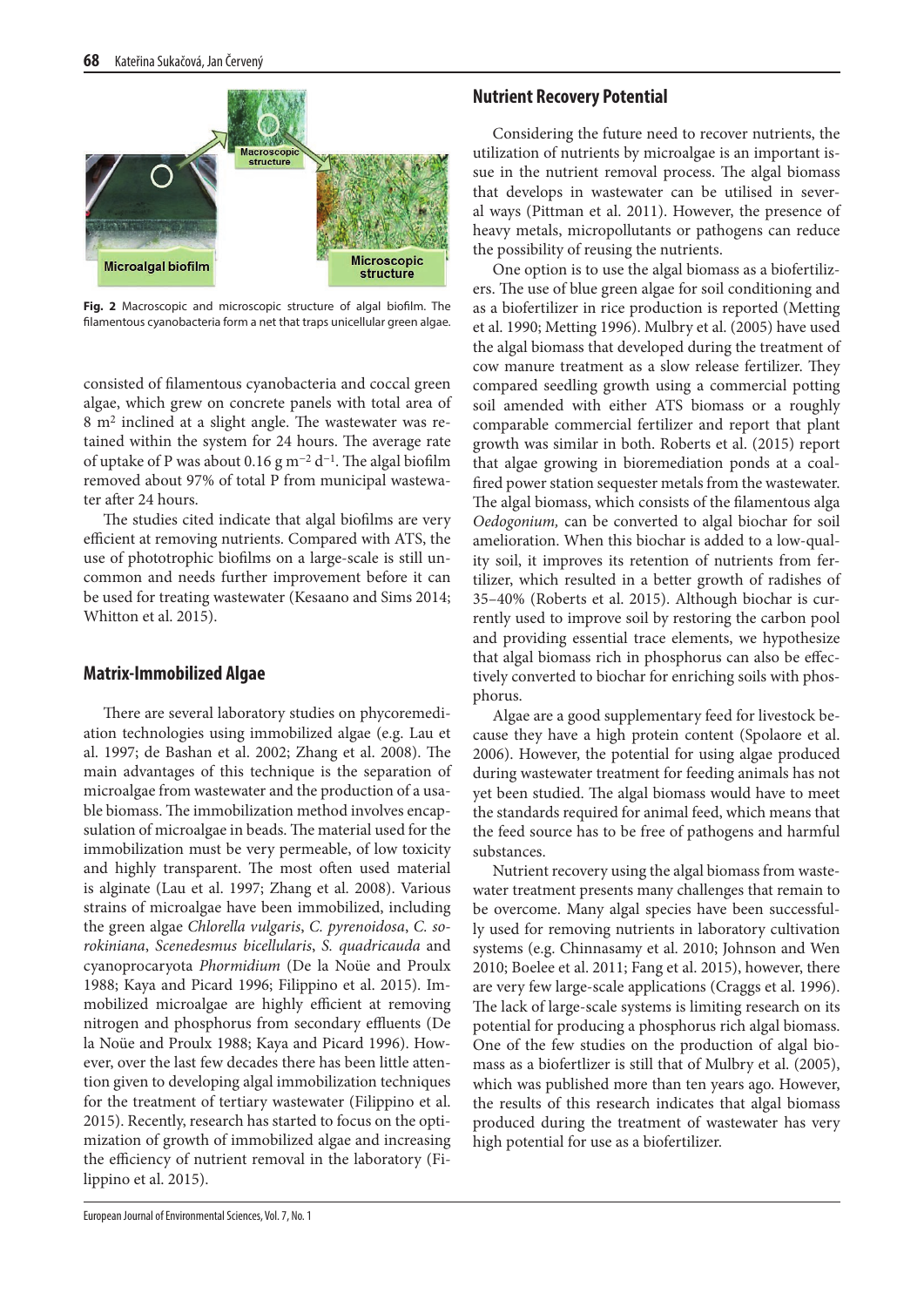Fig. 2 Macroscopic and microscopic structure of algal biofilm. The filamentous cyanobacteria form a net that traps unicellular green algae.

consisted of filamentous cyanobacteria and coccal green algae, which grew on concrete panels with total area of 8 $m^2$ inclined at a slight angle. The wastewater was retained within the system for 24 hours. The average rate of uptake of P was about 0.16 g $m^{-2}$ $d^{-1}$. The algal biofilm removed about 97% of total P from municipal wastewater after 24 hours.

The studies cited indicate that algal biofilms are very efficient at removing nutrients. Compared with ATS, the use of phototrophic biofilms on a large-scale is still uncommon and needs further improvement before it can be used for treating wastewater (Kesaano and Sims 2014; Whitton et al. 2015).

## Matrix-Immobilized Algae

There are several laboratory studies on phycoremediation technologies using immobilized algae (e.g. Lau et al. 1997; de Bashan et al. 2002; Zhang et al. 2008). The main advantages of this technique is the separation of microalgae from wastewater and the production of a usable biomass. The immobilization method involves encapsulation of microalgae in beads. The material used for the immobilization must be very permeable, of low toxicity and highly transparent. The most often used material is alginate (Lau et al. 1997; Zhang et al. 2008). Various strains of microalgae have been immobilized, including the green algae *Chlorella vulgaris*, *C. pyrenoidosa*, *C. sorokiniana*, *Scenedesmus bicellularis*, *S. quadricauda* and cyanoprocaryota *Phormidium* (De la Noüe and Proulx 1988; Kaya and Picard 1996; Filippino et al. 2015). Immobilized microalgae are highly efficient at removing nitrogen and phosphorus from secondary effluents (De la Noüe and Proulx 1988; Kaya and Picard 1996). However, over the last few decades there has been little attention given to developing algal immobilization techniques for the treatment of tertiary wastewater (Filippino et al. 2015). Recently, research has started to focus on the optimization of growth of immobilized algae and increasing the efficiency of nutrient removal in the laboratory (Filippino et al. 2015).

## Nutrient Recovery Potential

Considering the future need to recover nutrients, the utilization of nutrients by microalgae is an important issue in the nutrient removal process. The algal biomass that develops in wastewater can be utilised in several ways (Pittman et al. 2011). However, the presence of heavy metals, micropollutants or pathogens can reduce the possibility of reusing the nutrients.

One option is to use the algal biomass as a biofertilizers. The use of blue green algae for soil conditioning and as a biofertilizer in rice production is reported (Metting et al. 1990; Metting 1996). Mulbry et al. (2005) have used the algal biomass that developed during the treatment of cow manure treatment as a slow release fertilizer. They compared seedling growth using a commercial potting soil amended with either ATS biomass or a roughly comparable commercial fertilizer and report that plant growth was similar in both. Roberts et al. (2015) report that algae growing in bioremediation ponds at a coal-fired power station sequester metals from the wastewater. The algal biomass, which consists of the filamentous alga *Oedogonium,* can be converted to algal biochar for soil amelioration. When this biochar is added to a low-quality soil, it improves its retention of nutrients from fertilizer, which resulted in a better growth of radishes of 35–40% (Roberts et al. 2015). Although biochar is currently used to improve soil by restoring the carbon pool and providing essential trace elements, we hypothesize that algal biomass rich in phosphorus can also be effectively converted to biochar for enriching soils with phosphorus.

Algae are a good supplementary feed for livestock because they have a high protein content (Spolaore et al. 2006). However, the potential for using algae produced during wastewater treatment for feeding animals has not yet been studied. The algal biomass would have to meet the standards required for animal feed, which means that the feed source has to be free of pathogens and harmful substances.

Nutrient recovery using the algal biomass from wastewater treatment presents many challenges that remain to be overcome. Many algal species have been successfully used for removing nutrients in laboratory cultivation systems (e.g. Chinnasamy et al. 2010; Johnson and Wen 2010; Boelee et al. 2011; Fang et al. 2015), however, there are very few large-scale applications (Craggs et al. 1996). The lack of large-scale systems is limiting research on its potential for producing a phosphorus rich algal biomass. One of the few studies on the production of algal biomass as a biofertlizer is still that of Mulbry et al. (2005), which was published more than ten years ago. However, the results of this research indicates that algal biomass produced during the treatment of wastewater has very high potential for use as a biofertilizer.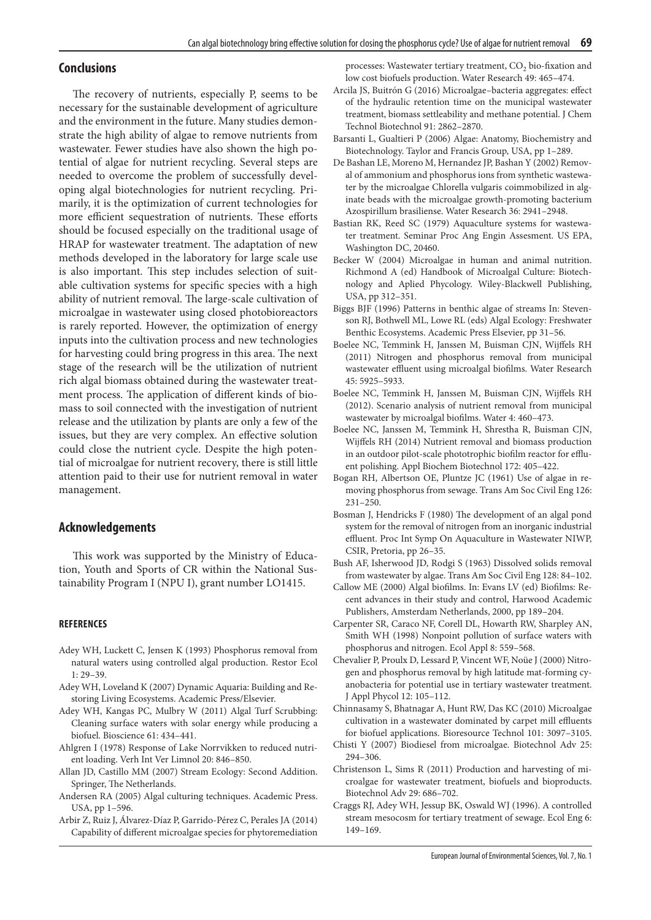## Conclusions

The recovery of nutrients, especially P, seems to be necessary for the sustainable development of agriculture and the environment in the future. Many studies demonstrate the high ability of algae to remove nutrients from wastewater. Fewer studies have also shown the high potential of algae for nutrient recycling. Several steps are needed to overcome the problem of successfully developing algal biotechnologies for nutrient recycling. Primarily, it is the optimization of current technologies for more efficient sequestration of nutrients. These efforts should be focused especially on the traditional usage of HRAP for wastewater treatment. The adaptation of new methods developed in the laboratory for large scale use is also important. This step includes selection of suitable cultivation systems for specific species with a high ability of nutrient removal. The large-scale cultivation of microalgae in wastewater using closed photobioreactors is rarely reported. However, the optimization of energy inputs into the cultivation process and new technologies for harvesting could bring progress in this area. The next stage of the research will be the utilization of nutrient rich algal biomass obtained during the wastewater treatment process. The application of different kinds of biomass to soil connected with the investigation of nutrient release and the utilization by plants are only a few of the issues, but they are very complex. An effective solution could close the nutrient cycle. Despite the high potential of microalgae for nutrient recovery, there is still little attention paid to their use for nutrient removal in water management.

## Acknowledgements

This work was supported by the Ministry of Education, Youth and Sports of CR within the National Sustainability Program I (NPU I), grant number LO1415.

### REFERENCES

Adey WH, Luckett C, Jensen K (1993) Phosphorus removal from natural waters using controlled algal production. Restor Ecol 1: 29–39.

Adey WH, Loveland K (2007) Dynamic Aquaria: Building and Restoring Living Ecosystems. Academic Press/Elsevier.

Adey WH, Kangas PC, Mulbry W (2011) Algal Turf Scrubbing: Cleaning surface waters with solar energy while producing a biofuel. Bioscience 61: 434–441.

Ahlgren I (1978) Response of Lake Norrvikken to reduced nutrient loading. Verh Int Ver Limnol 20: 846–850.

Allan JD, Castillo MM (2007) Stream Ecology: Second Addition. Springer, The Netherlands.

Andersen RA (2005) Algal culturing techniques. Academic Press. USA, pp 1–596.

Arbir Z, Ruiz J, Álvarez-Díaz P, Garrido-Pérez C, Perales JA (2014) Capability of different microalgae species for phytoremediation processes: Wastewater tertiary treatment, $CO_2$ bio-fixation and low cost biofuels production. Water Research 49: 465–474.

Arcila JS, Buitrón G (2016) Microalgae–bacteria aggregates: effect of the hydraulic retention time on the municipal wastewater treatment, biomass settleability and methane potential. J Chem Technol Biotechnol 91: 2862–2870.

Barsanti L, Gualtieri P (2006) Algae: Anatomy, Biochemistry and Biotechnology. Taylor and Francis Group, USA, pp 1–289.

De Bashan LE, Moreno M, Hernandez JP, Bashan Y (2002) Removal of ammonium and phosphorus ions from synthetic wastewater by the microalgae Chlorella vulgaris coimmobilized in alginate beads with the microalgae growth-promoting bacterium Azospirillum brasiliense. Water Research 36: 2941–2948.

Bastian RK, Reed SC (1979) Aquaculture systems for wastewater treatment. Seminar Proc Ang Engin Assesment. US EPA, Washington DC, 20460.

Becker W (2004) Microalgae in human and animal nutrition. Richmond A (ed) Handbook of Microalgal Culture: Biotechnology and Aplied Phycology. Wiley-Blackwell Publishing, USA, pp 312–351.

Biggs BJF (1996) Patterns in benthic algae of streams In: Stevenson RJ, Bothwell ML, Lowe RL (eds) Algal Ecology: Freshwater Benthic Ecosystems. Academic Press Elsevier, pp 31–56.

Boelee NC, Temmink H, Janssen M, Buisman CJN, Wijffels RH (2011) Nitrogen and phosphorus removal from municipal wastewater effluent using microalgal biofilms. Water Research 45: 5925–5933.

Boelee NC, Temmink H, Janssen M, Buisman CJN, Wijffels RH (2012). Scenario analysis of nutrient removal from municipal wastewater by microalgal biofilms. Water 4: 460–473.

Boelee NC, Janssen M, Temmink H, Shrestha R, Buisman CJN, Wijffels RH (2014) Nutrient removal and biomass production in an outdoor pilot-scale phototrophic biofilm reactor for effluent polishing. Appl Biochem Biotechnol 172: 405–422.

Bogan RH, Albertson OE, Pluntze JC (1961) Use of algae in removing phosphorus from sewage. Trans Am Soc Civil Eng 126: 231–250.

Bosman J, Hendricks F (1980) The development of an algal pond system for the removal of nitrogen from an inorganic industrial effluent. Proc Int Symp On Aquaculture in Wastewater NIWP, CSIR, Pretoria, pp 26–35.

Bush AF, Isherwood JD, Rodgi S (1963) Dissolved solids removal from wastewater by algae. Trans Am Soc Civil Eng 128: 84–102.

Callow ME (2000) Algal biofilms. In: Evans LV (ed) Biofilms: Recent advances in their study and control, Harwood Academic Publishers, Amsterdam Netherlands, 2000, pp 189–204.

Carpenter SR, Caraco NF, Corell DL, Howarth RW, Sharpley AN, Smith WH (1998) Nonpoint pollution of surface waters with phosphorus and nitrogen. Ecol Appl 8: 559–568.

Chevalier P, Proulx D, Lessard P, Vincent WF, Noüe J (2000) Nitrogen and phosphorus removal by high latitude mat-forming cyanobacteria for potential use in tertiary wastewater treatment. J Appl Phycol 12: 105–112.

Chinnasamy S, Bhatnagar A, Hunt RW, Das KC (2010) Microalgae cultivation in a wastewater dominated by carpet mill effluents for biofuel applications. Bioresource Technol 101: 3097–3105.

Chisti Y (2007) Biodiesel from microalgae. Biotechnol Adv 25: 294–306.

Christenson L, Sims R (2011) Production and harvesting of microalgae for wastewater treatment, biofuels and bioproducts. Biotechnol Adv 29: 686–702.

Craggs RJ, Adey WH, Jessup BK, Oswald WJ (1996). A controlled stream mesocosm for tertiary treatment of sewage. Ecol Eng 6: 149–169.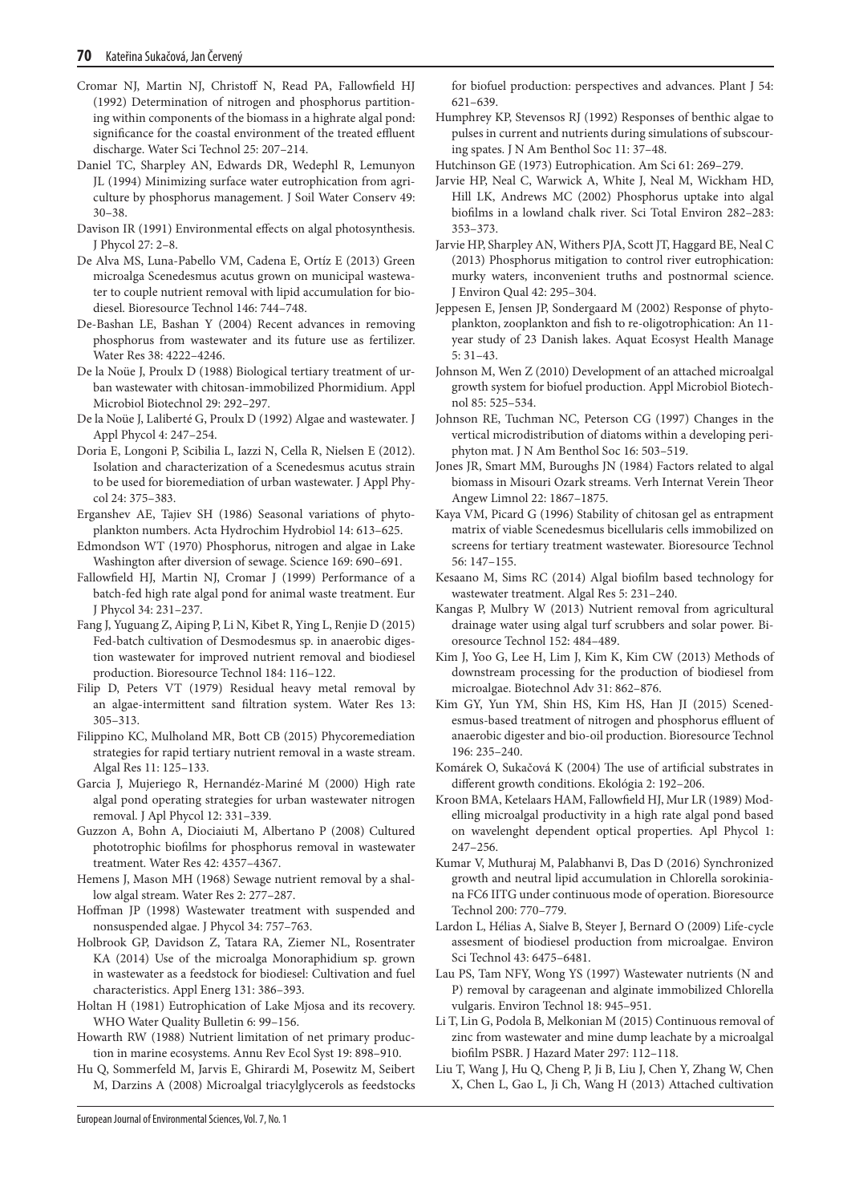Cromar NJ, Martin NJ, Christoff N, Read PA, Fallowfield HJ (1992) Determination of nitrogen and phosphorus partitioning within components of the biomass in a highrate algal pond: significance for the coastal environment of the treated effluent discharge. Water Sci Technol 25: 207–214.

Daniel TC, Sharpley AN, Edwards DR, Wedephl R, Lemunyon JL (1994) Minimizing surface water eutrophication from agriculture by phosphorus management. J Soil Water Conserv 49: 30–38.

Davison IR (1991) Environmental effects on algal photosynthesis. J Phycol 27: 2–8.

De Alva MS, Luna-Pabello VM, Cadena E, Ortíz E (2013) Green microalga Scenedesmus acutus grown on municipal wastewater to couple nutrient removal with lipid accumulation for biodiesel. Bioresource Technol 146: 744–748.

De-Bashan LE, Bashan Y (2004) Recent advances in removing phosphorus from wastewater and its future use as fertilizer. Water Res 38: 4222–4246.

De la Noüe J, Proulx D (1988) Biological tertiary treatment of urban wastewater with chitosan-immobilized Phormidium. Appl Microbiol Biotechnol 29: 292–297.

De la Noüe J, Laliberté G, Proulx D (1992) Algae and wastewater. J Appl Phycol 4: 247–254.

Doria E, Longoni P, Scibilia L, Iazzi N, Cella R, Nielsen E (2012). Isolation and characterization of a Scenedesmus acutus strain to be used for bioremediation of urban wastewater. J Appl Phycol 24: 375–383.

Erganshev AE, Tajiev SH (1986) Seasonal variations of phytoplankton numbers. Acta Hydrochim Hydrobiol 14: 613–625.

Edmondson WT (1970) Phosphorus, nitrogen and algae in Lake Washington after diversion of sewage. Science 169: 690–691.

Fallowfield HJ, Martin NJ, Cromar J (1999) Performance of a batch-fed high rate algal pond for animal waste treatment. Eur J Phycol 34: 231–237.

Fang J, Yuguang Z, Aiping P, Li N, Kibet R, Ying L, Renjie D (2015) Fed-batch cultivation of Desmodesmus sp. in anaerobic digestion wastewater for improved nutrient removal and biodiesel production. Bioresource Technol 184: 116–122.

Filip D, Peters VT (1979) Residual heavy metal removal by an algae-intermittent sand filtration system. Water Res 13: 305–313.

Filippino KC, Mulholand MR, Bott CB (2015) Phycoremediation strategies for rapid tertiary nutrient removal in a waste stream. Algal Res 11: 125–133.

Garcia J, Mujeriego R, Hernandéz-Mariné M (2000) High rate algal pond operating strategies for urban wastewater nitrogen removal. J Apl Phycol 12: 331–339.

Guzzon A, Bohn A, Diociaiuti M, Albertano P (2008) Cultured phototrophic biofilms for phosphorus removal in wastewater treatment. Water Res 42: 4357–4367.

Hemens J, Mason MH (1968) Sewage nutrient removal by a shallow algal stream. Water Res 2: 277–287.

Hoffman JP (1998) Wastewater treatment with suspended and nonsuspended algae. J Phycol 34: 757–763.

Holbrook GP, Davidson Z, Tatara RA, Ziemer NL, Rosentrater KA (2014) Use of the microalga Monoraphidium sp. grown in wastewater as a feedstock for biodiesel: Cultivation and fuel characteristics. Appl Energ 131: 386–393.

Holtan H (1981) Eutrophication of Lake Mjosa and its recovery. WHO Water Quality Bulletin 6: 99–156.

Howarth RW (1988) Nutrient limitation of net primary production in marine ecosystems. Annu Rev Ecol Syst 19: 898–910.

Hu Q, Sommerfeld M, Jarvis E, Ghirardi M, Posewitz M, Seibert M, Darzins A (2008) Microalgal triacylglycerols as feedstocks for biofuel production: perspectives and advances. Plant J 54: 621–639.

Humphrey KP, Stevensos RJ (1992) Responses of benthic algae to pulses in current and nutrients during simulations of subscouring spates. J N Am Benthol Soc 11: 37–48.

Hutchinson GE (1973) Eutrophication. Am Sci 61: 269–279.

Jarvie HP, Neal C, Warwick A, White J, Neal M, Wickham HD, Hill LK, Andrews MC (2002) Phosphorus uptake into algal biofilms in a lowland chalk river. Sci Total Environ 282–283: 353–373.

Jarvie HP, Sharpley AN, Withers PJA, Scott JT, Haggard BE, Neal C (2013) Phosphorus mitigation to control river eutrophication: murky waters, inconvenient truths and postnormal science. J Environ Qual 42: 295–304.

Jeppesen E, Jensen JP, Sondergaard M (2002) Response of phytoplankton, zooplankton and fish to re-oligotrophication: An 11-year study of 23 Danish lakes. Aquat Ecosyst Health Manage 5: 31–43.

Johnson M, Wen Z (2010) Development of an attached microalgal growth system for biofuel production. Appl Microbiol Biotechnol 85: 525–534.

Johnson RE, Tuchman NC, Peterson CG (1997) Changes in the vertical microdistribution of diatoms within a developing periphyton mat. J N Am Benthol Soc 16: 503–519.

Jones JR, Smart MM, Buroughs JN (1984) Factors related to algal biomass in Misouri Ozark streams. Verh Internat Verein Theor Angew Limnol 22: 1867–1875.

Kaya VM, Picard G (1996) Stability of chitosan gel as entrapment matrix of viable Scenedesmus bicellularis cells immobilized on screens for tertiary treatment wastewater. Bioresource Technol 56: 147–155.

Kesaano M, Sims RC (2014) Algal biofilm based technology for wastewater treatment. Algal Res 5: 231–240.

Kangas P, Mulbry W (2013) Nutrient removal from agricultural drainage water using algal turf scrubbers and solar power. Bioresource Technol 152: 484–489.

Kim J, Yoo G, Lee H, Lim J, Kim K, Kim CW (2013) Methods of downstream processing for the production of biodiesel from microalgae. Biotechnol Adv 31: 862–876.

Kim GY, Yun YM, Shin HS, Kim HS, Han JI (2015) Scenedesmus-based treatment of nitrogen and phosphorus effluent of anaerobic digester and bio-oil production. Bioresource Technol 196: 235–240.

Komárek O, Sukačová K (2004) The use of artificial substrates in different growth conditions. Ekológia 2: 192–206.

Kroon BMA, Ketelaars HAM, Fallowfield HJ, Mur LR (1989) Modelling microalgal productivity in a high rate algal pond based on wavelenght dependent optical properties. Apl Phycol 1: 247–256.

Kumar V, Muthuraj M, Palabhanvi B, Das D (2016) Synchronized growth and neutral lipid accumulation in Chlorella sorokiniana FC6 IITG under continuous mode of operation. Bioresource Technol 200: 770–779.

Lardon L, Hélias A, Sialve B, Steyer J, Bernard O (2009) Life-cycle assesment of biodiesel production from microalgae. Environ Sci Technol 43: 6475–6481.

Lau PS, Tam NFY, Wong YS (1997) Wastewater nutrients (N and P) removal by carageenan and alginate immobilized Chlorella vulgaris. Environ Technol 18: 945–951.

Li T, Lin G, Podola B, Melkonian M (2015) Continuous removal of zinc from wastewater and mine dump leachate by a microalgal biofilm PSBR. J Hazard Mater 297: 112–118.

Liu T, Wang J, Hu Q, Cheng P, Ji B, Liu J, Chen Y, Zhang W, Chen X, Chen L, Gao L, Ji Ch, Wang H (2013) Attached cultivation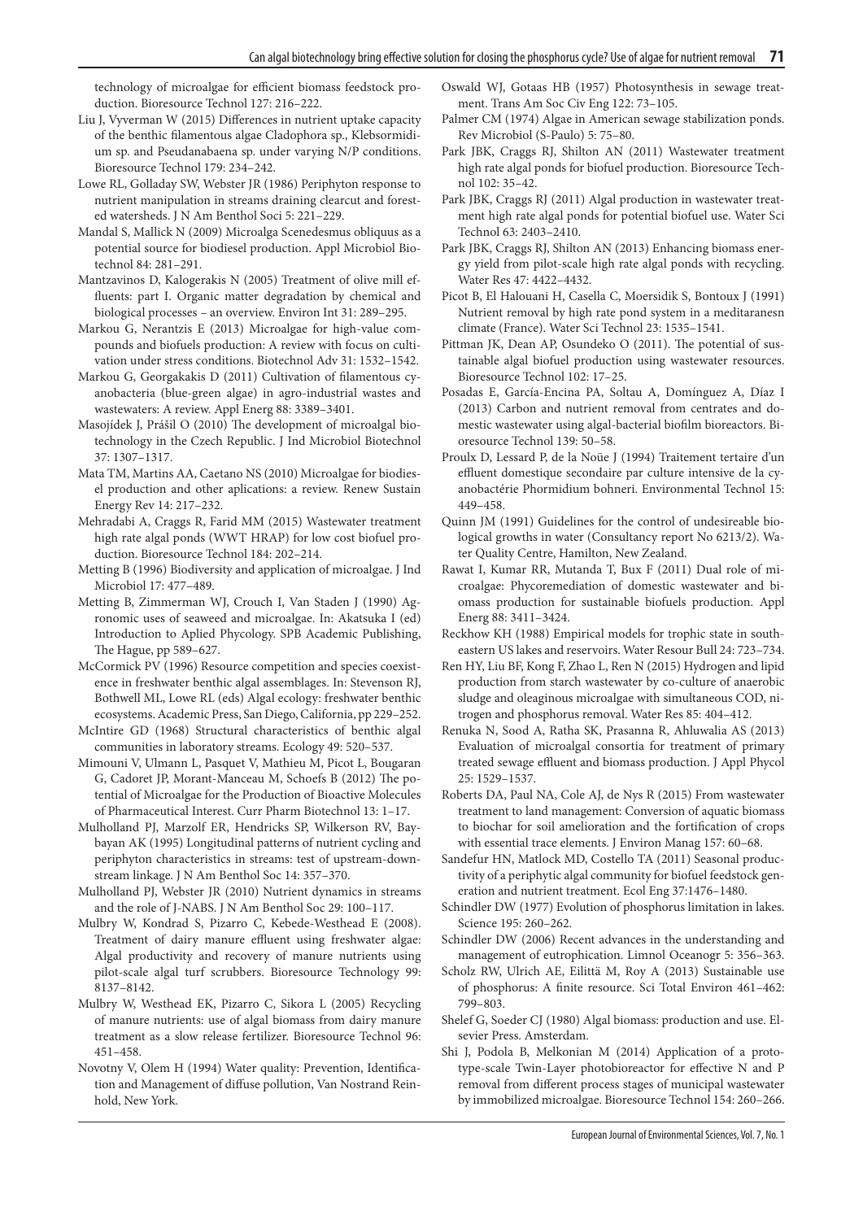technology of microalgae for efficient biomass feedstock production. Bioresource Technol 127: 216–222.

Liu J, Vyverman W (2015) Differences in nutrient uptake capacity of the benthic filamentous algae Cladophora sp., Klebsormidium sp. and Pseudanabaena sp. under varying N/P conditions. Bioresource Technol 179: 234–242.

Lowe RL, Golladay SW, Webster JR (1986) Periphyton response to nutrient manipulation in streams draining clearcut and forested watersheds. J N Am Benthol Soci 5: 221–229.

Mandal S, Mallick N (2009) Microalga Scenedesmus obliquus as a potential source for biodiesel production. Appl Microbiol Biotechnol 84: 281–291.

Mantzavinos D, Kalogerakis N (2005) Treatment of olive mill effluents: part I. Organic matter degradation by chemical and biological processes – an overview. Environ Int 31: 289–295.

Markou G, Nerantzis E (2013) Microalgae for high-value compounds and biofuels production: A review with focus on cultivation under stress conditions. Biotechnol Adv 31: 1532–1542.

Markou G, Georgakakis D (2011) Cultivation of filamentous cyanobacteria (blue-green algae) in agro-industrial wastes and wastewaters: A review. Appl Energ 88: 3389–3401.

Masojídek J, Prášil O (2010) The development of microalgal biotechnology in the Czech Republic. J Ind Microbiol Biotechnol 37: 1307–1317.

Mata TM, Martins AA, Caetano NS (2010) Microalgae for biodiesel production and other aplications: a review. Renew Sustain Energy Rev 14: 217–232.

Mehradabi A, Craggs R, Farid MM (2015) Wastewater treatment high rate algal ponds (WWT HRAP) for low cost biofuel production. Bioresource Technol 184: 202–214.

Metting B (1996) Biodiversity and application of microalgae. J Ind Microbiol 17: 477–489.

Metting B, Zimmerman WJ, Crouch I, Van Staden J (1990) Agronomic uses of seaweed and microalgae. In: Akatsuka I (ed) Introduction to Aplied Phycology. SPB Academic Publishing, The Hague, pp 589–627.

McCormick PV (1996) Resource competition and species coexistence in freshwater benthic algal assemblages. In: Stevenson RJ, Bothwell ML, Lowe RL (eds) Algal ecology: freshwater benthic ecosystems. Academic Press, San Diego, California, pp 229–252.

McIntire GD (1968) Structural characteristics of benthic algal communities in laboratory streams. Ecology 49: 520–537.

Mimouni V, Ulmann L, Pasquet V, Mathieu M, Picot L, Bougaran G, Cadoret JP, Morant-Manceau M, Schoefs B (2012) The potential of Microalgae for the Production of Bioactive Molecules of Pharmaceutical Interest. Curr Pharm Biotechnol 13: 1–17.

Mulholland PJ, Marzolf ER, Hendricks SP, Wilkerson RV, Baybayan AK (1995) Longitudinal patterns of nutrient cycling and periphyton characteristics in streams: test of upstream-downstream linkage. J N Am Benthol Soc 14: 357–370.

Mulholland PJ, Webster JR (2010) Nutrient dynamics in streams and the role of J-NABS. J N Am Benthol Soc 29: 100–117.

Mulbry W, Kondrad S, Pizarro C, Kebede-Westhead E (2008). Treatment of dairy manure effluent using freshwater algae: Algal productivity and recovery of manure nutrients using pilot-scale algal turf scrubbers. Bioresource Technology 99: 8137–8142.

Mulbry W, Westhead EK, Pizarro C, Sikora L (2005) Recycling of manure nutrients: use of algal biomass from dairy manure treatment as a slow release fertilizer. Bioresource Technol 96: 451–458.

Novotny V, Olem H (1994) Water quality: Prevention, Identification and Management of diffuse pollution, Van Nostrand Reinhold, New York.

Oswald WJ, Gotaas HB (1957) Photosynthesis in sewage treatment. Trans Am Soc Civ Eng 122: 73–105.

Palmer CM (1974) Algae in American sewage stabilization ponds. Rev Microbiol (S-Paulo) 5: 75–80.

Park JBK, Craggs RJ, Shilton AN (2011) Wastewater treatment high rate algal ponds for biofuel production. Bioresource Technol 102: 35–42.

Park JBK, Craggs RJ (2011) Algal production in wastewater treatment high rate algal ponds for potential biofuel use. Water Sci Technol 63: 2403–2410.

Park JBK, Craggs RJ, Shilton AN (2013) Enhancing biomass energy yield from pilot-scale high rate algal ponds with recycling. Water Res 47: 4422–4432.

Picot B, El Halouani H, Casella C, Moersidik S, Bontoux J (1991) Nutrient removal by high rate pond system in a meditaranesn climate (France). Water Sci Technol 23: 1535–1541.

Pittman JK, Dean AP, Osundeko O (2011). The potential of sustainable algal biofuel production using wastewater resources. Bioresource Technol 102: 17–25.

Posadas E, García-Encina PA, Soltau A, Domínguez A, Díaz I (2013) Carbon and nutrient removal from centrates and domestic wastewater using algal-bacterial biofilm bioreactors. Bioresource Technol 139: 50–58.

Proulx D, Lessard P, de la Noüe J (1994) Traitement tertaire d'un effluent domestique secondaire par culture intensive de la cyanobactérie Phormidium bohneri. Environmental Technol 15: 449–458.

Quinn JM (1991) Guidelines for the control of undesireable biological growths in water (Consultancy report No 6213/2). Water Quality Centre, Hamilton, New Zealand.

Rawat I, Kumar RR, Mutanda T, Bux F (2011) Dual role of microalgae: Phycoremediation of domestic wastewater and biomass production for sustainable biofuels production. Appl Energ 88: 3411–3424.

Reckhow KH (1988) Empirical models for trophic state in southeastern US lakes and reservoirs. Water Resour Bull 24: 723–734.

Ren HY, Liu BF, Kong F, Zhao L, Ren N (2015) Hydrogen and lipid production from starch wastewater by co-culture of anaerobic sludge and oleaginous microalgae with simultaneous COD, nitrogen and phosphorus removal. Water Res 85: 404–412.

Renuka N, Sood A, Ratha SK, Prasanna R, Ahluwalia AS (2013) Evaluation of microalgal consortia for treatment of primary treated sewage effluent and biomass production. J Appl Phycol 25: 1529–1537.

Roberts DA, Paul NA, Cole AJ, de Nys R (2015) From wastewater treatment to land management: Conversion of aquatic biomass to biochar for soil amelioration and the fortification of crops with essential trace elements. J Environ Manag 157: 60–68.

Sandefur HN, Matlock MD, Costello TA (2011) Seasonal productivity of a periphytic algal community for biofuel feedstock generation and nutrient treatment. Ecol Eng 37:1476–1480.

Schindler DW (1977) Evolution of phosphorus limitation in lakes. Science 195: 260–262.

Schindler DW (2006) Recent advances in the understanding and management of eutrophication. Limnol Oceanogr 5: 356–363.

Scholz RW, Ulrich AE, Eilittä M, Roy A (2013) Sustainable use of phosphorus: A finite resource. Sci Total Environ 461–462: 799–803.

Shelef G, Soeder CJ (1980) Algal biomass: production and use. Elsevier Press. Amsterdam.

Shi J, Podola B, Melkonian M (2014) Application of a prototype-scale Twin-Layer photobioreactor for effective N and P removal from different process stages of municipal wastewater by immobilized microalgae. Bioresource Technol 154: 260–266.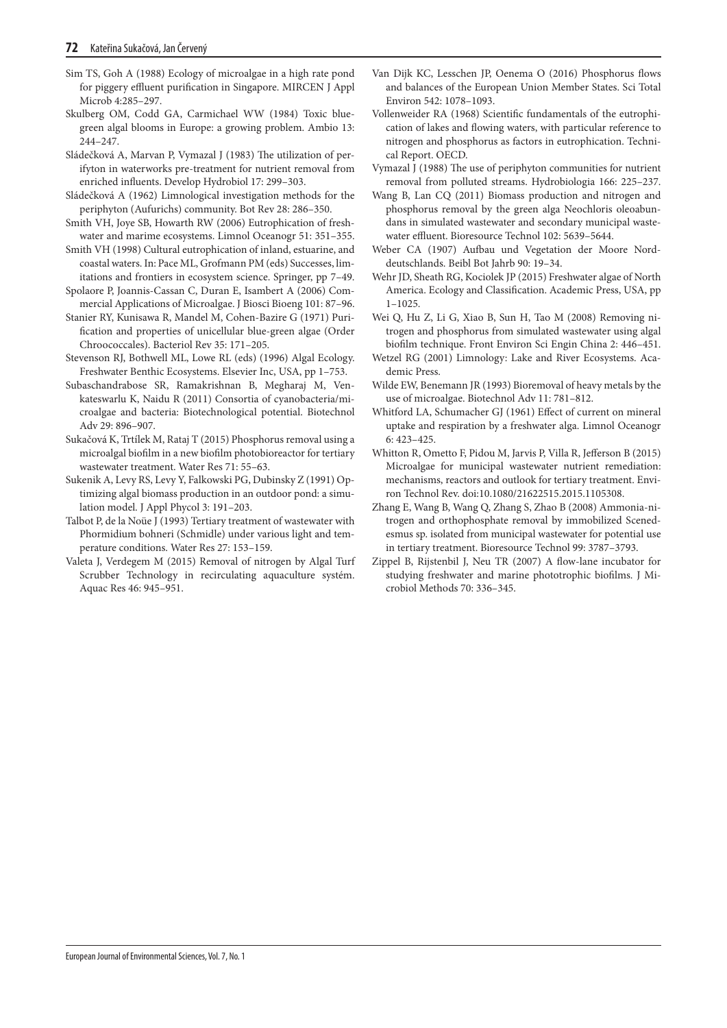Sim TS, Goh A (1988) Ecology of microalgae in a high rate pond for piggery effluent purification in Singapore. MIRCEN J Appl Microb 4:285–297.

Skulberg OM, Codd GA, Carmichael WW (1984) Toxic blue-green algal blooms in Europe: a growing problem. Ambio 13: 244–247.

Sládečková A, Marvan P, Vymazal J (1983) The utilization of perifyton in waterworks pre-treatment for nutrient removal from enriched influents. Develop Hydrobiol 17: 299–303.

Sládečková A (1962) Limnological investigation methods for the periphyton (Aufurichs) community. Bot Rev 28: 286–350.

Smith VH, Joye SB, Howarth RW (2006) Eutrophication of freshwater and marime ecosystems. Limnol Oceanogr 51: 351–355.

Smith VH (1998) Cultural eutrophication of inland, estuarine, and coastal waters. In: Pace ML, Grofmann PM (eds) Successes, limitations and frontiers in ecosystem science. Springer, pp 7–49.

Spolaore P, Joannis-Cassan C, Duran E, Isambert A (2006) Commercial Applications of Microalgae. J Biosci Bioeng 101: 87–96.

Stanier RY, Kunisawa R, Mandel M, Cohen-Bazire G (1971) Purification and properties of unicellular blue-green algae (Order Chroococcales). Bacteriol Rev 35: 171–205.

Stevenson RJ, Bothwell ML, Lowe RL (eds) (1996) Algal Ecology. Freshwater Benthic Ecosystems. Elsevier Inc, USA, pp 1–753.

Subaschandrabose SR, Ramakrishnan B, Megharaj M, Venkateswarlu K, Naidu R (2011) Consortia of cyanobacteria/microalgae and bacteria: Biotechnological potential. Biotechnol Adv 29: 896–907.

Sukačová K, Trtílek M, Rataj T (2015) Phosphorus removal using a microalgal biofilm in a new biofilm photobioreactor for tertiary wastewater treatment. Water Res 71: 55–63.

Sukenik A, Levy RS, Levy Y, Falkowski PG, Dubinsky Z (1991) Optimizing algal biomass production in an outdoor pond: a simulation model. J Appl Phycol 3: 191–203.

Talbot P, de la Noüe J (1993) Tertiary treatment of wastewater with Phormidium bohneri (Schmidle) under various light and temperature conditions. Water Res 27: 153–159.

Valeta J, Verdegem M (2015) Removal of nitrogen by Algal Turf Scrubber Technology in recirculating aquaculture systém. Aquac Res 46: 945–951.

Van Dijk KC, Lesschen JP, Oenema O (2016) Phosphorus flows and balances of the European Union Member States. Sci Total Environ 542: 1078–1093.

Vollenweider RA (1968) Scientific fundamentals of the eutrophication of lakes and flowing waters, with particular reference to nitrogen and phosphorus as factors in eutrophication. Technical Report. OECD.

Vymazal J (1988) The use of periphyton communities for nutrient removal from polluted streams. Hydrobiologia 166: 225–237.

Wang B, Lan CQ (2011) Biomass production and nitrogen and phosphorus removal by the green alga Neochloris oleoabundans in simulated wastewater and secondary municipal wastewater effluent. Bioresource Technol 102: 5639–5644.

Weber CA (1907) Aufbau und Vegetation der Moore Norddeutschlands. Beibl Bot Jahrb 90: 19–34.

Wehr JD, Sheath RG, Kociolek JP (2015) Freshwater algae of North America. Ecology and Classification. Academic Press, USA, pp 1–1025.

Wei Q, Hu Z, Li G, Xiao B, Sun H, Tao M (2008) Removing nitrogen and phosphorus from simulated wastewater using algal biofilm technique. Front Environ Sci Engin China 2: 446–451.

Wetzel RG (2001) Limnology: Lake and River Ecosystems. Academic Press.

Wilde EW, Benemann JR (1993) Bioremoval of heavy metals by the use of microalgae. Biotechnol Adv 11: 781–812.

Whitford LA, Schumacher GJ (1961) Effect of current on mineral uptake and respiration by a freshwater alga. Limnol Oceanogr 6: 423–425.

Whitton R, Ometto F, Pidou M, Jarvis P, Villa R, Jefferson B (2015) Microalgae for municipal wastewater nutrient remediation: mechanisms, reactors and outlook for tertiary treatment. Environ Technol Rev. doi:10.1080/21622515.2015.1105308.

Zhang E, Wang B, Wang Q, Zhang S, Zhao B (2008) Ammonia-nitrogen and orthophosphate removal by immobilized Scenedesmus sp. isolated from municipal wastewater for potential use in tertiary treatment. Bioresource Technol 99: 3787–3793.

Zippel B, Rijstenbil J, Neu TR (2007) A flow-lane incubator for studying freshwater and marine phototrophic biofilms. J Microbiol Methods 70: 336–345.